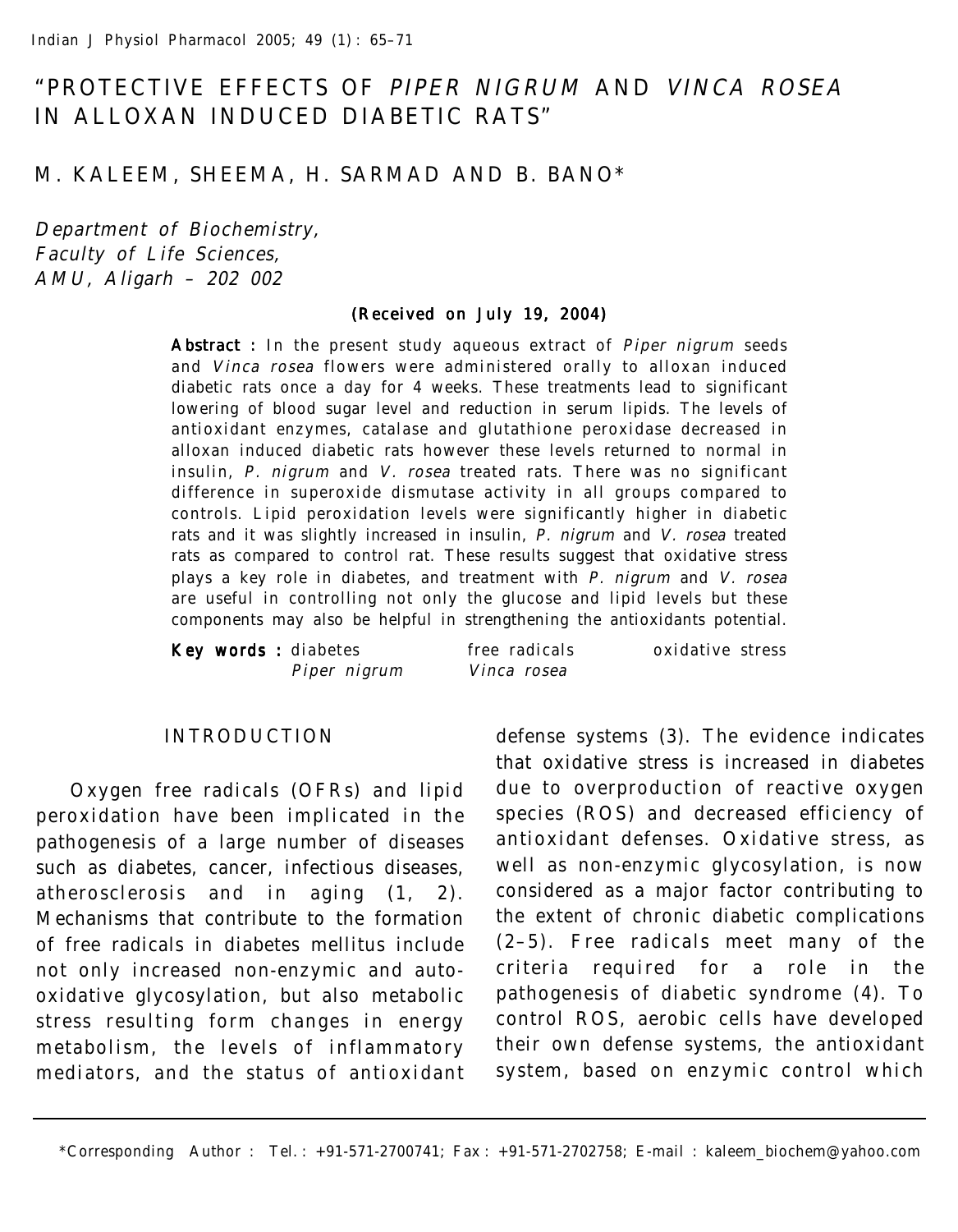# "PROTECTIVE EFFECTS OF *PIPER NIGRUM* AND *VINCA ROSEA* IN ALLOXAN INDUCED DIABETIC RATS"

M. KALEEM, SHEEMA, H. SARMAD AND B. BANO*

*Department of Biochemistry, Faculty of Life Sciences, AMU, Aligarh – 202 002*

**(Received on July 19, 2004)**

**Abstract :** In the present study aqueous extract of *Piper nigrum* seeds and *Vinca rosea* flowers were administered orally to alloxan induced diabetic rats once a day for 4 weeks. These treatments lead to significant lowering of blood sugar level and reduction in serum lipids. The levels of antioxidant enzymes, catalase and glutathione peroxidase decreased in alloxan induced diabetic rats however these levels returned to normal in insulin, *P. nigrum* and *V. rosea* treated rats. There was no significant difference in superoxide dismutase activity in all groups compared to controls. Lipid peroxidation levels were significantly higher in diabetic rats and it was slightly increased in insulin, *P. nigrum* and *V. rosea* treated rats as compared to control rat. These results suggest that oxidative stress plays a key role in diabetes, and treatment with *P. nigrum* and *V. rosea* are useful in controlling not only the glucose and lipid levels but these components may also be helpful in strengthening the antioxidants potential.

**Key words :** diabetes free radicals oxidative stress *Piper nigrum* *Vinca rosea*

## INTRODUCTION

Oxygen free radicals (OFRs) and lipid peroxidation have been implicated in the pathogenesis of a large number of diseases such as diabetes, cancer, infectious diseases, atherosclerosis and in aging (1, 2). Mechanisms that contribute to the formation of free radicals in diabetes mellitus include not only increased non-enzymic and auto-oxidative glycosylation, but also metabolic stress resulting form changes in energy metabolism, the levels of inflammatory mediators, and the status of antioxidant defense systems (3). The evidence indicates that oxidative stress is increased in diabetes due to overproduction of reactive oxygen species (ROS) and decreased efficiency of antioxidant defenses. Oxidative stress, as well as non-enzymic glycosylation, is now considered as a major factor contributing to the extent of chronic diabetic complications (2–5). Free radicals meet many of the criteria required for a role in the pathogenesis of diabetic syndrome (4). To control ROS, aerobic cells have developed their own defense systems, the antioxidant system, based on enzymic control which

*Corresponding Author : Tel.: +91-571-2700741; Fax : +91-571-2702758; E-mail : kaleem_biochem@yahoo.com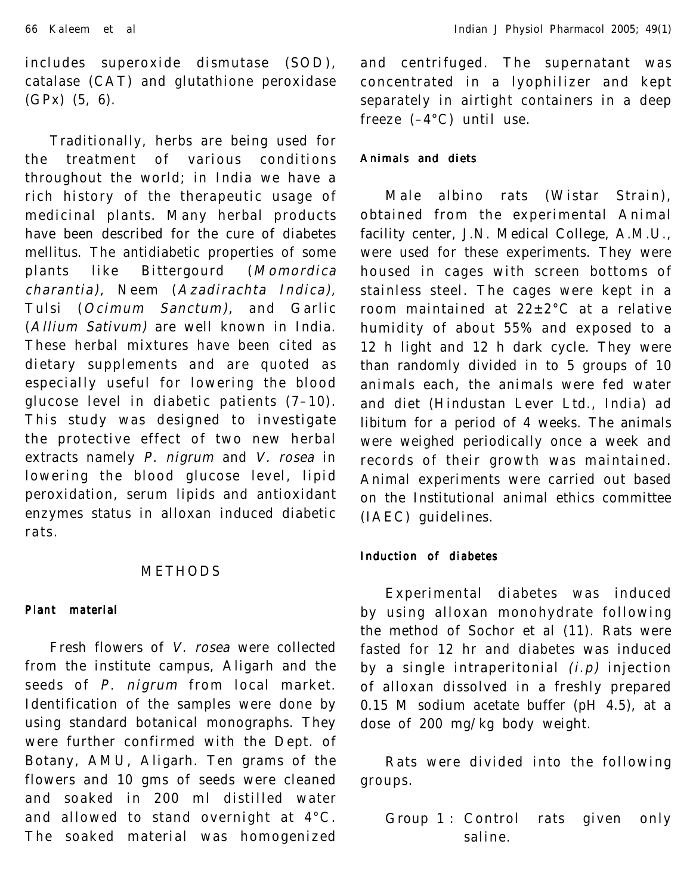includes superoxide dismutase (SOD), catalase (CAT) and glutathione peroxidase (GPx) (5, 6).

Traditionally, herbs are being used for the treatment of various conditions throughout the world; in India we have a rich history of the therapeutic usage of medicinal plants. Many herbal products have been described for the cure of diabetes mellitus. The antidiabetic properties of some plants like Bittergourd (*Momordica charantia),* Neem (*Azadirachta Indica),* Tulsi (*Ocimum Sanctum)*, and Garlic (*Allium Sativum)* are well known in India. These herbal mixtures have been cited as dietary supplements and are quoted as especially useful for lowering the blood glucose level in diabetic patients (7–10). This study was designed to investigate the protective effect of two new herbal extracts namely *P. nigrum* and *V. rosea* in lowering the blood glucose level, lipid peroxidation, serum lipids and antioxidant enzymes status in alloxan induced diabetic rats.

## METHODS

### Plant material

Fresh flowers of *V. rosea* were collected from the institute campus, Aligarh and the seeds of *P. nigrum* from local market. Identification of the samples were done by using standard botanical monographs. They were further confirmed with the Dept. of Botany, AMU, Aligarh. Ten grams of the flowers and 10 gms of seeds were cleaned and soaked in 200 ml distilled water and allowed to stand overnight at 4°C. The soaked material was homogenized and centrifuged. The supernatant was concentrated in a lyophilizer and kept separately in airtight containers in a deep freeze (–4°C) until use.

### Animals and diets

Male albino rats (Wistar Strain), obtained from the experimental Animal facility center, J.N. Medical College, A.M.U., were used for these experiments. They were housed in cages with screen bottoms of stainless steel. The cages were kept in a room maintained at 22±2°C at a relative humidity of about 55% and exposed to a 12 h light and 12 h dark cycle. They were than randomly divided in to 5 groups of 10 animals each, the animals were fed water and diet (Hindustan Lever Ltd., India) ad libitum for a period of 4 weeks. The animals were weighed periodically once a week and records of their growth was maintained. Animal experiments were carried out based on the Institutional animal ethics committee (IAEC) guidelines.

### Induction of diabetes

Experimental diabetes was induced by using alloxan monohydrate following the method of Sochor et al (11). Rats were fasted for 12 hr and diabetes was induced by a single intraperitonial *(i.p)* injection of alloxan dissolved in a freshly prepared 0.15 M sodium acetate buffer (pH 4.5), at a dose of 200 mg/kg body weight.

Rats were divided into the following groups.

Group 1 : Control rats given only saline.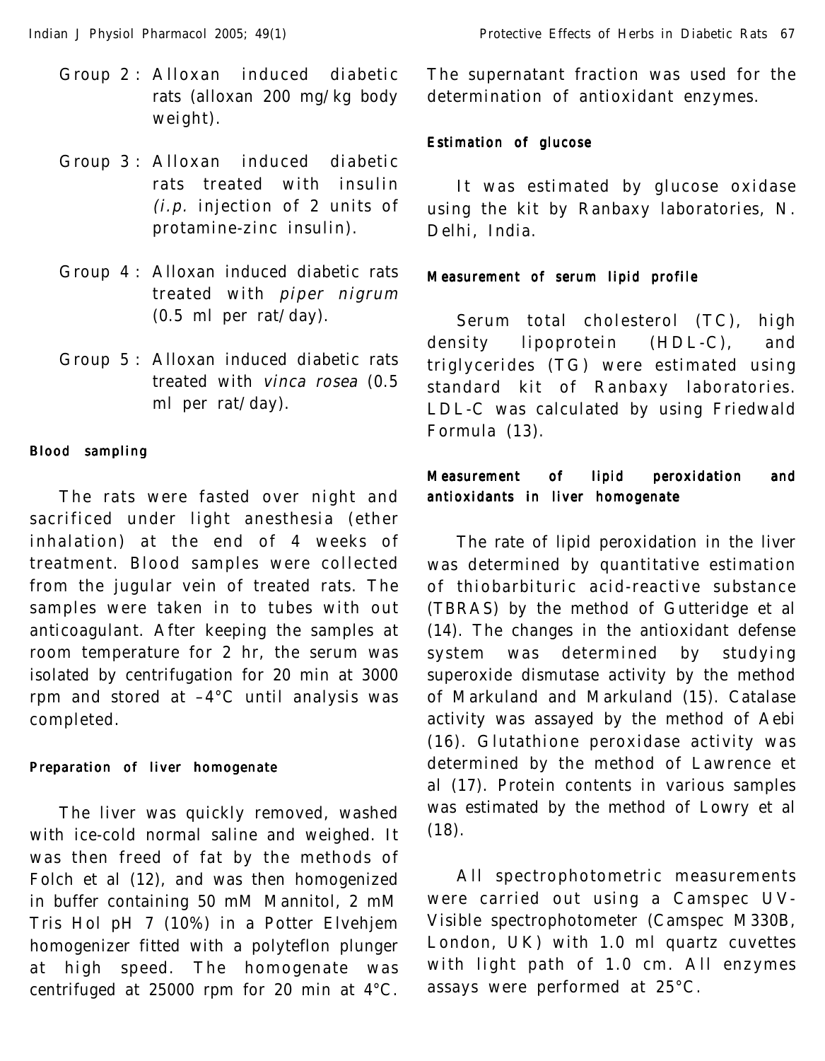Group 2 : Alloxan induced diabetic rats (alloxan 200 mg/kg body weight).

Group 3 : Alloxan induced diabetic rats treated with insulin (*i.p.* injection of 2 units of protamine-zinc insulin).

Group 4 : Alloxan induced diabetic rats treated with *piper nigrum* (0.5 ml per rat/day).

Group 5 : Alloxan induced diabetic rats treated with *vinca rosea* (0.5 ml per rat/day).

### Blood sampling

The rats were fasted over night and sacrificed under light anesthesia (ether inhalation) at the end of 4 weeks of treatment. Blood samples were collected from the jugular vein of treated rats. The samples were taken in to tubes with out anticoagulant. After keeping the samples at room temperature for 2 hr, the serum was isolated by centrifugation for 20 min at 3000 rpm and stored at –4°C until analysis was completed.

### Preparation of liver homogenate

The liver was quickly removed, washed with ice-cold normal saline and weighed. It was then freed of fat by the methods of Folch et al (12), and was then homogenized in buffer containing 50 mM Mannitol, 2 mM Tris Hol pH 7 (10%) in a Potter Elvehjem homogenizer fitted with a polyteflon plunger at high speed. The homogenate was centrifuged at 25000 rpm for 20 min at 4°C. The supernatant fraction was used for the determination of antioxidant enzymes.

### Estimation of glucose

It was estimated by glucose oxidase using the kit by Ranbaxy laboratories, N. Delhi, India.

### Measurement of serum lipid profile

Serum total cholesterol (TC), high density lipoprotein (HDL-C), and triglycerides (TG) were estimated using standard kit of Ranbaxy laboratories. LDL-C was calculated by using Friedwald Formula (13).

### Measurement of lipid peroxidation and antioxidants in liver homogenate

The rate of lipid peroxidation in the liver was determined by quantitative estimation of thiobarbituric acid-reactive substance (TBRAS) by the method of Gutteridge et al (14). The changes in the antioxidant defense system was determined by studying superoxide dismutase activity by the method of Markuland and Markuland (15). Catalase activity was assayed by the method of Aebi (16). Glutathione peroxidase activity was determined by the method of Lawrence et al (17). Protein contents in various samples was estimated by the method of Lowry et al (18).

All spectrophotometric measurements were carried out using a Camspec UV-Visible spectrophotometer (Camspec M330B, London, UK) with 1.0 ml quartz cuvettes with light path of 1.0 cm. All enzymes assays were performed at 25°C.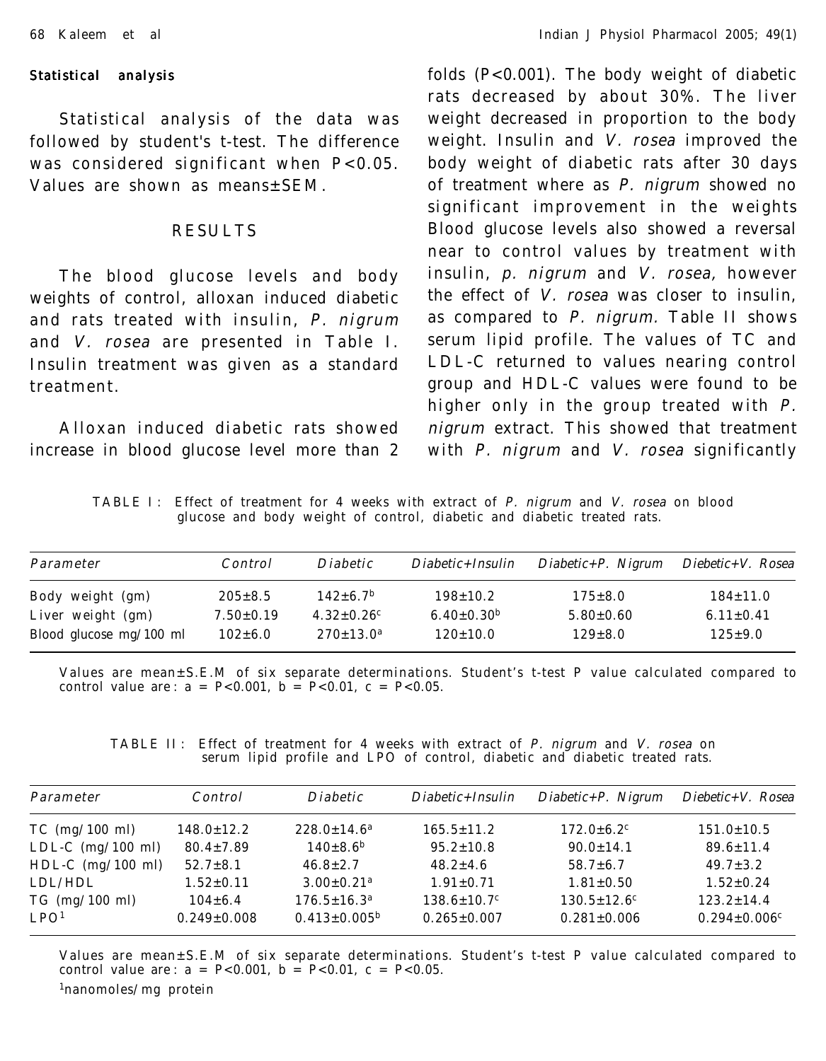### Statistical analysis

Statistical analysis of the data was followed by student's t-test. The difference was considered significant when $P<0.05$. Values are shown as means±SEM.

## RESULTS

The blood glucose levels and body weights of control, alloxan induced diabetic and rats treated with insulin, *P. nigrum* and *V. rosea* are presented in Table I. Insulin treatment was given as a standard treatment.

Alloxan induced diabetic rats showed increase in blood glucose level more than 2 folds ($P<0.001$). The body weight of diabetic rats decreased by about 30%. The liver weight decreased in proportion to the body weight. Insulin and *V. rosea* improved the body weight of diabetic rats after 30 days of treatment where as *P. nigrum* showed no significant improvement in the weights Blood glucose levels also showed a reversal near to control values by treatment with insulin, *p. nigrum* and *V. rosea,* however the effect of *V. rosea* was closer to insulin, as compared to *P. nigrum.* Table II shows serum lipid profile. The values of TC and LDL-C returned to values nearing control group and HDL-C values were found to be higher only in the group treated with *P. nigrum* extract. This showed that treatment with *P. nigrum* and *V. rosea* significantly

TABLE I: Effect of treatment for 4 weeks with extract of *P. nigrum* and *V. rosea* on blood glucose and body weight of control, diabetic and diabetic treated rats.

| *Parameter* | *Control* | *Diabetic* | *Diabetic+Insulin* | *Diabetic+P. Nigrum* | *Diebetic+V. Rosea* |
|---|---|---|---|---|---|
| Body weight (gm) | 205±8.5 | 142±6.7[b] | 198±10.2 | 175±8.0 | 184±11.0 |
| Liver weight (gm) | 7.50±0.19 | 4.32±0.26[c] | 6.40±0.30[b] | 5.80±0.60 | 6.11±0.41 |
| Blood glucose mg/100 ml | 102±6.0 | 270±13.0[a] | 120±10.0 | 129±8.0 | 125±9.0 |

Values are mean±S.E.M of six separate determinations. Student's t-test P value calculated compared to control value are: a = $P<0.001$, b = $P<0.01$, c = $P<0.05$.

TABLE II: Effect of treatment for 4 weeks with extract of *P. nigrum* and *V. rosea* on serum lipid profile and LPO of control, diabetic and diabetic treated rats.

| *Parameter* | *Control* | *Diabetic* | *Diabetic+Insulin* | *Diabetic+P. Nigrum* | *Diebetic+V. Rosea* |
|---|---|---|---|---|---|
| TC (mg/100 ml) | 148.0±12.2 | 228.0±14.6[a] | 165.5±11.2 | 172.0±6.2[c] | 151.0±10.5 |
| LDL-C (mg/100 ml) | 80.4±7.89 | 140±8.6[b] | 95.2±10.8 | 90.0±14.1 | 89.6±11.4 |
| HDL-C (mg/100 ml) | 52.7±8.1 | 46.8±2.7 | 48.2±4.6 | 58.7±6.7 | 49.7±3.2 |
| LDL/HDL | 1.52±0.11 | 3.00±0.21[a] | 1.91±0.71 | 1.81±0.50 | 1.52±0.24 |
| TG (mg/100 ml) | 104±6.4 | 176.5±16.3[a] | 138.6±10.7[c] | 130.5±12.6[c] | 123.2±14.4 |
| LPO[1] | 0.249±0.008 | 0.413±0.005[b] | 0.265±0.007 | 0.281±0.006 | 0.294±0.006[c] |

Values are mean±S.E.M of six separate determinations. Student's t-test P value calculated compared to control value are: a = $P<0.001$, b = $P<0.01$, c = $P<0.05$.

[1]nanomoles/mg protein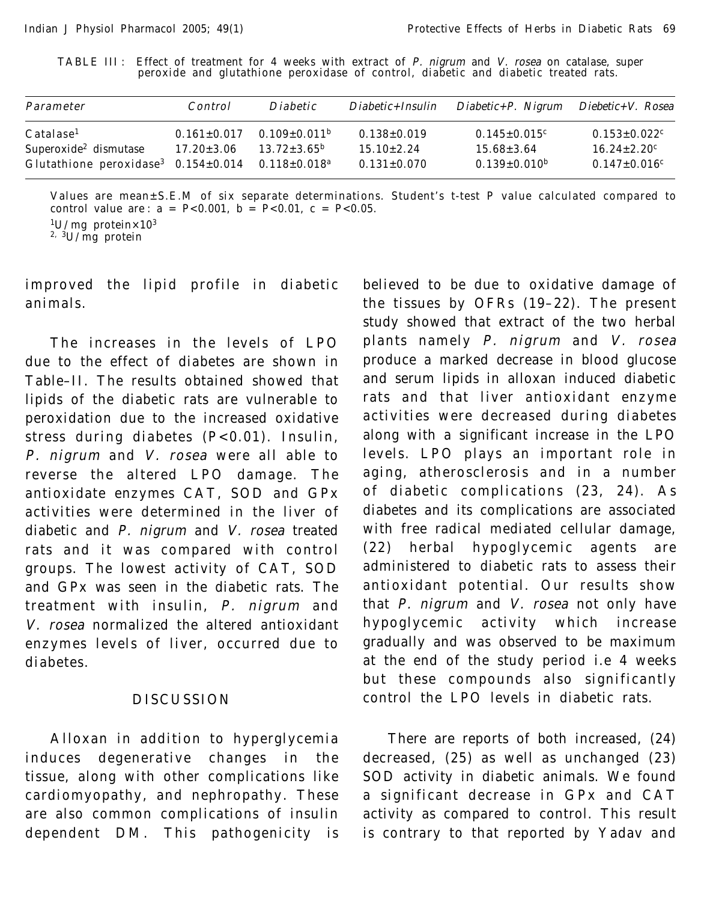TABLE III: Effect of treatment for 4 weeks with extract of *P. nigrum* and *V. rosea* on catalase, super peroxide and glutathione peroxidase of control, diabetic and diabetic treated rats.

| *Parameter* | *Control* | *Diabetic* | *Diabetic+Insulin* | *Diabetic+P. Nigrum* | *Diebetic+V. Rosea* |
|---|---|---|---|---|---|
| Catalase[1] | 0.161±0.017 | 0.109±0.011[b] | 0.138±0.019 | 0.145±0.015[c] | 0.153±0.022[c] |
| Superoxide[2] dismutase | 17.20±3.06 | 13.72±3.65[b] | 15.10±2.24 | 15.68±3.64 | 16.24±2.20[c] |
| Glutathione peroxidase[3] | 0.154±0.014 | 0.118±0.018[a] | 0.131±0.070 | 0.139±0.010[b] | 0.147±0.016[c] |

Values are mean±S.E.M of six separate determinations. Student's t-test P value calculated compared to control value are: a = $P<0.001$, b = $P<0.01$, c = $P<0.05$.

[1]U/mg protein×$10^3$

[2, 3]U/mg protein

improved the lipid profile in diabetic animals.

The increases in the levels of LPO due to the effect of diabetes are shown in Table–II. The results obtained showed that lipids of the diabetic rats are vulnerable to peroxidation due to the increased oxidative stress during diabetes ($P<0.01$). Insulin, *P. nigrum* and *V. rosea* were all able to reverse the altered LPO damage. The antioxidate enzymes CAT, SOD and GPx activities were determined in the liver of diabetic and *P. nigrum* and *V. rosea* treated rats and it was compared with control groups. The lowest activity of CAT, SOD and GPx was seen in the diabetic rats. The treatment with insulin, *P. nigrum* and *V. rosea* normalized the altered antioxidant enzymes levels of liver, occurred due to diabetes.

## DISCUSSION

Alloxan in addition to hyperglycemia induces degenerative changes in the tissue, along with other complications like cardiomyopathy, and nephropathy. These are also common complications of insulin dependent DM. This pathogenicity is believed to be due to oxidative damage of the tissues by OFRs (19–22). The present study showed that extract of the two herbal plants namely *P. nigrum* and *V. rosea* produce a marked decrease in blood glucose and serum lipids in alloxan induced diabetic rats and that liver antioxidant enzyme activities were decreased during diabetes along with a significant increase in the LPO levels. LPO plays an important role in aging, atherosclerosis and in a number of diabetic complications (23, 24). As diabetes and its complications are associated with free radical mediated cellular damage, (22) herbal hypoglycemic agents are administered to diabetic rats to assess their antioxidant potential. Our results show that *P. nigrum* and *V. rosea* not only have hypoglycemic activity which increase gradually and was observed to be maximum at the end of the study period i.e 4 weeks but these compounds also significantly control the LPO levels in diabetic rats.

There are reports of both increased, (24) decreased, (25) as well as unchanged (23) SOD activity in diabetic animals. We found a significant decrease in GPx and CAT activity as compared to control. This result is contrary to that reported by Yadav and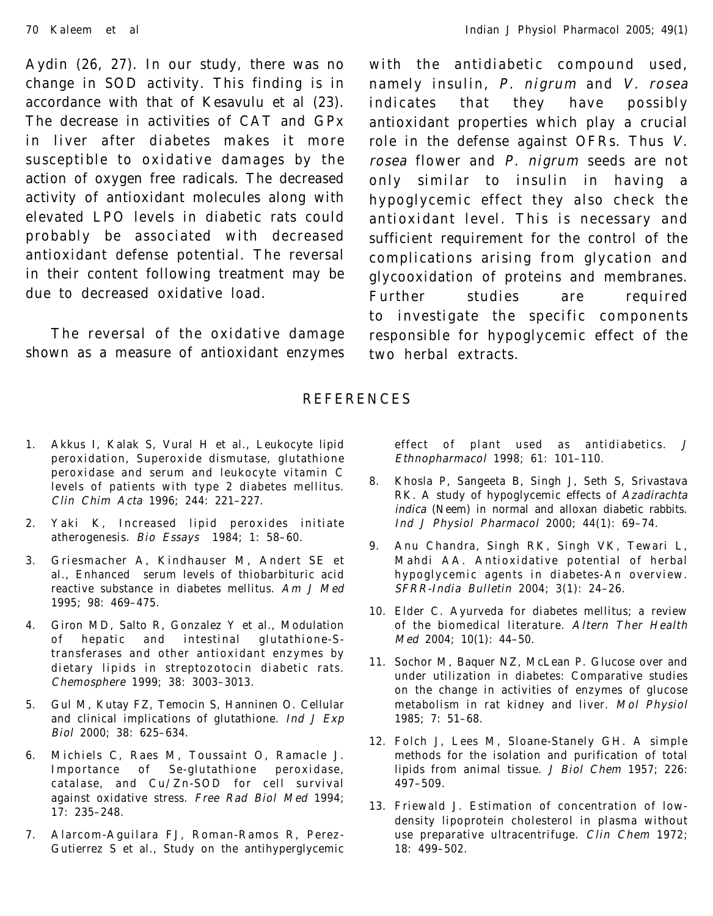Aydin (26, 27). In our study, there was no change in SOD activity. This finding is in accordance with that of Kesavulu et al (23). The decrease in activities of CAT and GPx in liver after diabetes makes it more susceptible to oxidative damages by the action of oxygen free radicals. The decreased activity of antioxidant molecules along with elevated LPO levels in diabetic rats could probably be associated with decreased antioxidant defense potential. The reversal in their content following treatment may be due to decreased oxidative load.

The reversal of the oxidative damage shown as a measure of antioxidant enzymes with the antidiabetic compound used, namely insulin, *P. nigrum* and *V. rosea* indicates that they have possibly antioxidant properties which play a crucial role in the defense against OFRs. Thus *V. rosea* flower and *P. nigrum* seeds are not only similar to insulin in having a hypoglycemic effect they also check the antioxidant level. This is necessary and sufficient requirement for the control of the complications arising from glycation and glycooxidation of proteins and membranes. Further studies are required to investigate the specific components responsible for hypoglycemic effect of the two herbal extracts.

## REFERENCES

1. Akkus I, Kalak S, Vural H et al., Leukocyte lipid peroxidation, Superoxide dismutase, glutathione peroxidase and serum and leukocyte vitamin C levels of patients with type 2 diabetes mellitus. *Clin Chim Acta* 1996; 244: 221–227.
2. Yaki K, Increased lipid peroxides initiate atherogenesis. *Bio Essays* 1984; 1: 58–60.
3. Griesmacher A, Kindhauser M, Andert SE et al., Enhanced serum levels of thiobarbituric acid reactive substance in diabetes mellitus. *Am J Med* 1995; 98: 469–475.
4. Giron MD, Salto R, Gonzalez Y et al., Modulation of hepatic and intestinal glutathione-S-transferases and other antioxidant enzymes by dietary lipids in streptozotocin diabetic rats. *Chemosphere* 1999; 38: 3003–3013.
5. Gul M, Kutay FZ, Temocin S, Hanninen O. Cellular and clinical implications of glutathione. *Ind J Exp Biol* 2000; 38: 625–634.
6. Michiels C, Raes M, Toussaint O, Ramacle J. Importance of Se-glutathione peroxidase, catalase, and Cu/Zn-SOD for cell survival against oxidative stress. *Free Rad Biol Med* 1994; 17: 235–248.
7. Alarcom-Aguilara FJ, Roman-Ramos R, Perez-Gutierrez S et al., Study on the antihyperglycemic effect of plant used as antidiabetics. *J Ethnopharmacol* 1998; 61: 101–110.
8. Khosla P, Sangeeta B, Singh J, Seth S, Srivastava RK. A study of hypoglycemic effects of *Azadirachta indica* (Neem) in normal and alloxan diabetic rabbits. *Ind J Physiol Pharmacol* 2000; 44(1): 69–74.
9. Anu Chandra, Singh RK, Singh VK, Tewari L, Mahdi AA. Antioxidative potential of herbal hypoglycemic agents in diabetes-An overview. *SFRR-India Bulletin* 2004; 3(1): 24–26.
10. Elder C. Ayurveda for diabetes mellitus; a review of the biomedical literature. *Altern Ther Health Med* 2004; 10(1): 44–50.
11. Sochor M, Baquer NZ, McLean P. Glucose over and under utilization in diabetes: Comparative studies on the change in activities of enzymes of glucose metabolism in rat kidney and liver. *Mol Physiol* 1985; 7: 51–68.
12. Folch J, Lees M, Sloane-Stanely GH. A simple methods for the isolation and purification of total lipids from animal tissue. *J Biol Chem* 1957; 226: 497–509.
13. Friewald J. Estimation of concentration of low-density lipoprotein cholesterol in plasma without use preparative ultracentrifuge. *Clin Chem* 1972; 18: 499–502.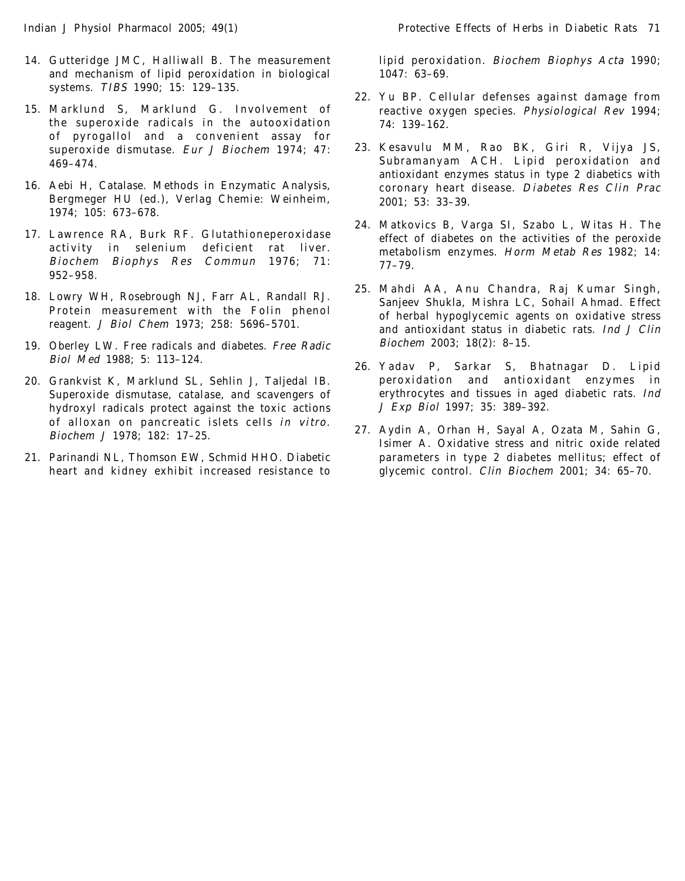14. Gutteridge JMC, Halliwall B. The measurement and mechanism of lipid peroxidation in biological systems. *TIBS* 1990; 15: 129–135.

15. Marklund S, Marklund G. Involvement of the superoxide radicals in the autooxidation of pyrogallol and a convenient assay for superoxide dismutase. *Eur J Biochem* 1974; 47: 469–474.

16. Aebi H, Catalase. Methods in Enzymatic Analysis, Bergmeger HU (ed.), Verlag Chemie: Weinheim, 1974; 105: 673–678.

17. Lawrence RA, Burk RF. Glutathioneperoxidase activity in selenium deficient rat liver. *Biochem Biophys Res Commun* 1976; 71: 952–958.

18. Lowry WH, Rosebrough NJ, Farr AL, Randall RJ. Protein measurement with the Folin phenol reagent. *J Biol Chem* 1973; 258: 5696–5701.

19. Oberley LW. Free radicals and diabetes. *Free Radic Biol Med* 1988; 5: 113–124.

20. Grankvist K, Marklund SL, Sehlin J, Taljedal IB. Superoxide dismutase, catalase, and scavengers of hydroxyl radicals protect against the toxic actions of alloxan on pancreatic islets cells *in vitro*. *Biochem J* 1978; 182: 17–25.

21. Parinandi NL, Thomson EW, Schmid HHO. Diabetic heart and kidney exhibit increased resistance to lipid peroxidation. *Biochem Biophys Acta* 1990; 1047: 63–69.

22. Yu BP. Cellular defenses against damage from reactive oxygen species. *Physiological Rev* 1994; 74: 139–162.

23. Kesavulu MM, Rao BK, Giri R, Vijya JS, Subramanyam ACH. Lipid peroxidation and antioxidant enzymes status in type 2 diabetics with coronary heart disease. *Diabetes Res Clin Prac* 2001; 53: 33–39.

24. Matkovics B, Varga SI, Szabo L, Witas H. The effect of diabetes on the activities of the peroxide metabolism enzymes. *Horm Metab Res* 1982; 14: 77–79.

25. Mahdi AA, Anu Chandra, Raj Kumar Singh, Sanjeev Shukla, Mishra LC, Sohail Ahmad. Effect of herbal hypoglycemic agents on oxidative stress and antioxidant status in diabetic rats. *Ind J Clin Biochem* 2003; 18(2): 8–15.

26. Yadav P, Sarkar S, Bhatnagar D. Lipid peroxidation and antioxidant enzymes in erythrocytes and tissues in aged diabetic rats. *Ind J Exp Biol* 1997; 35: 389–392.

27. Aydin A, Orhan H, Sayal A, Ozata M, Sahin G, Isimer A. Oxidative stress and nitric oxide related parameters in type 2 diabetes mellitus; effect of glycemic control. *Clin Biochem* 2001; 34: 65–70.